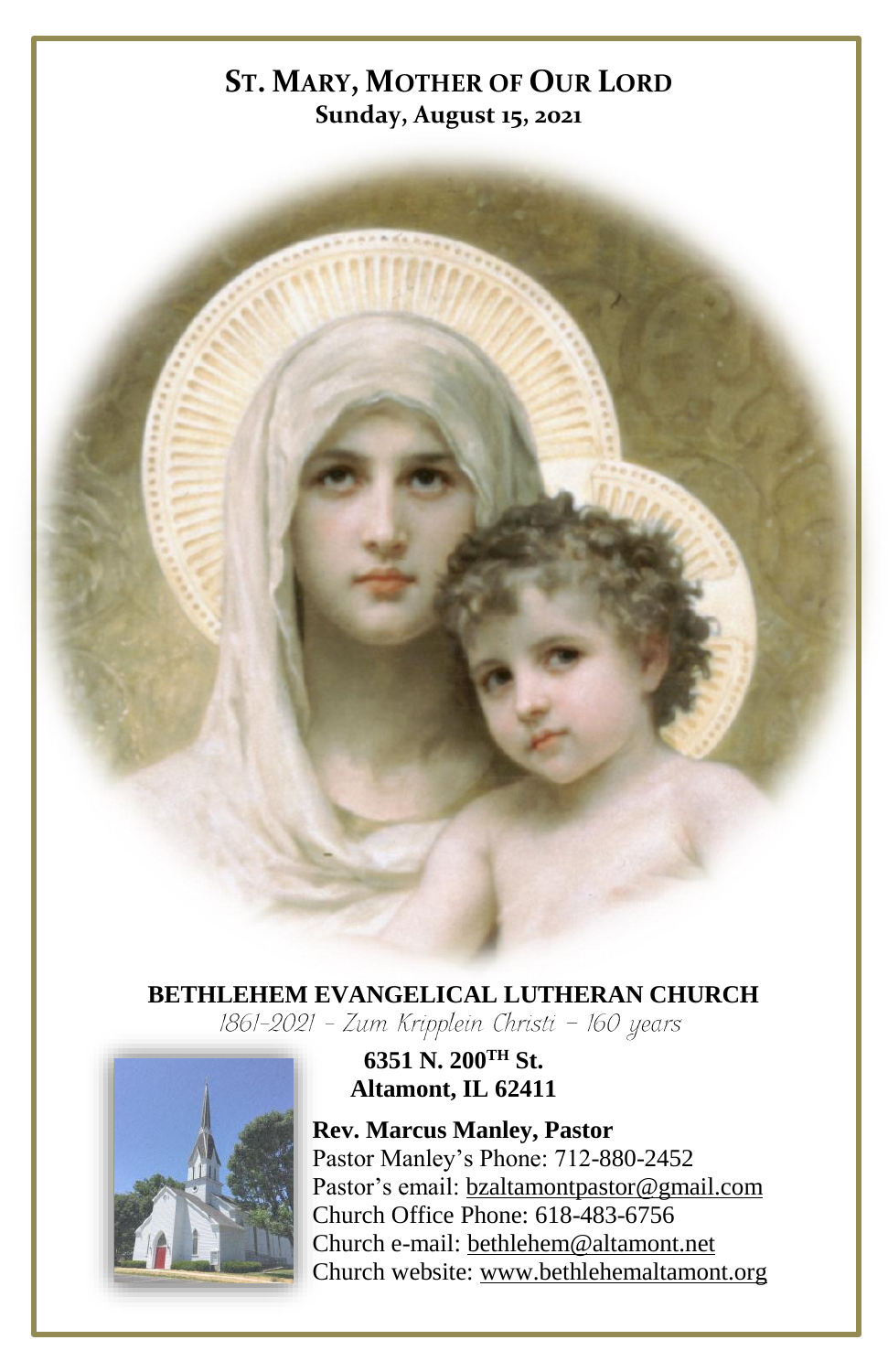# ST. MARY, MOTHER OF OUR LORD

**Sunday, August 15, 2021**

**BETHLEHEM EVANGELICAL LUTHERAN CHURCH**

*1861-2021 – Zum Kripplein Christi – 160 years*

**6351 N. 200TH St.**
**Altamont, IL 62411**

**Rev. Marcus Manley, Pastor**
Pastor Manley's Phone: 712-880-2452
Pastor's email: bzaltamontpastor@gmail.com
Church Office Phone: 618-483-6756
Church e-mail: bethlehem@altamont.net
Church website: www.bethlehemaltamont.org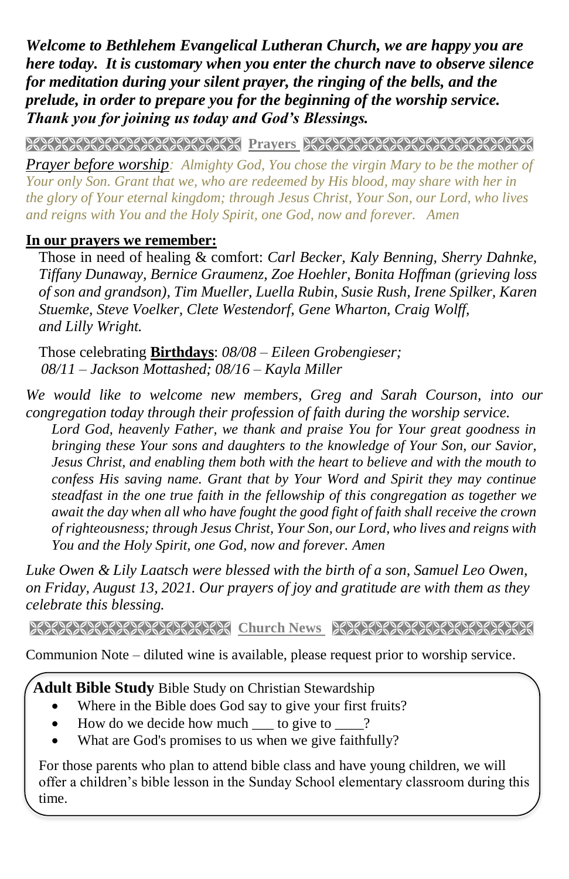***Welcome to Bethlehem Evangelical Lutheran Church, we are happy you are here today. It is customary when you enter the church nave to observe silence for meditation during your silent prayer, the ringing of the bells, and the prelude, in order to prepare you for the beginning of the worship service. Thank you for joining us today and God's Blessings.***

## Prayers

*Prayer before worship: Almighty God, You chose the virgin Mary to be the mother of Your only Son. Grant that we, who are redeemed by His blood, may share with her in the glory of Your eternal kingdom; through Jesus Christ, Your Son, our Lord, who lives and reigns with You and the Holy Spirit, one God, now and forever. Amen*

**In our prayers we remember:**

Those in need of healing & comfort: *Carl Becker, Kaly Benning, Sherry Dahnke, Tiffany Dunaway, Bernice Graumenz, Zoe Hoehler, Bonita Hoffman (grieving loss of son and grandson), Tim Mueller, Luella Rubin, Susie Rush, Irene Spilker, Karen Stuemke, Steve Voelker, Clete Westendorf, Gene Wharton, Craig Wolff, and Lilly Wright.*

Those celebrating **Birthdays**: *08/08 – Eileen Grobengieser; 08/11 – Jackson Mottashed; 08/16 – Kayla Miller*

*We would like to welcome new members, Greg and Sarah Courson, into our congregation today through their profession of faith during the worship service.*

*Lord God, heavenly Father, we thank and praise You for Your great goodness in bringing these Your sons and daughters to the knowledge of Your Son, our Savior, Jesus Christ, and enabling them both with the heart to believe and with the mouth to confess His saving name. Grant that by Your Word and Spirit they may continue steadfast in the one true faith in the fellowship of this congregation as together we await the day when all who have fought the good fight of faith shall receive the crown of righteousness; through Jesus Christ, Your Son, our Lord, who lives and reigns with You and the Holy Spirit, one God, now and forever. Amen*

*Luke Owen & Lily Laatsch were blessed with the birth of a son, Samuel Leo Owen, on Friday, August 13, 2021. Our prayers of joy and gratitude are with them as they celebrate this blessing.*

## Church News

Communion Note – diluted wine is available, please request prior to worship service.

**Adult Bible Study** Bible Study on Christian Stewardship

- Where in the Bible does God say to give your first fruits?
- How do we decide how much ___ to give to ____?
- What are God's promises to us when we give faithfully?

For those parents who plan to attend bible class and have young children, we will offer a children's bible lesson in the Sunday School elementary classroom during this time.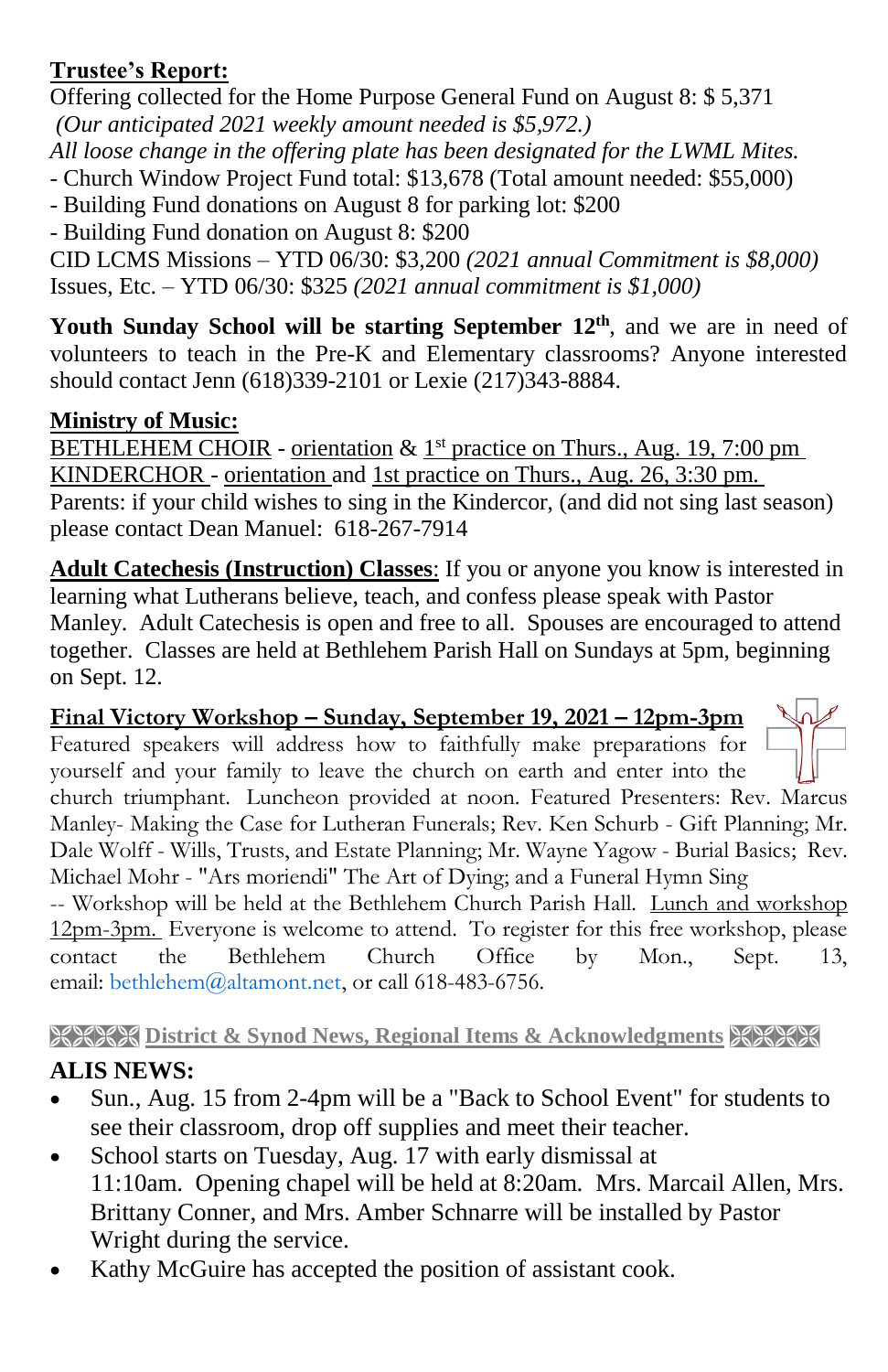**Trustee's Report:**
Offering collected for the Home Purpose General Fund on August 8: $ 5,371
*(Our anticipated 2021 weekly amount needed is $5,972.)*
*All loose change in the offering plate has been designated for the LWML Mites.*
- Church Window Project Fund total: $13,678 (Total amount needed: $55,000)
- Building Fund donations on August 8 for parking lot: $200
- Building Fund donation on August 8: $200

CID LCMS Missions – YTD 06/30: $3,200 *(2021 annual Commitment is $8,000)*
Issues, Etc. – YTD 06/30: $325 *(2021 annual commitment is $1,000)*

**Youth Sunday School will be starting September 12th**, and we are in need of volunteers to teach in the Pre-K and Elementary classrooms? Anyone interested should contact Jenn (618)339-2101 or Lexie (217)343-8884.

**Ministry of Music:**
BETHLEHEM CHOIR - orientation & 1st practice on Thurs., Aug. 19, 7:00 pm
KINDERCHOR - orientation and 1st practice on Thurs., Aug. 26, 3:30 pm.
Parents: if your child wishes to sing in the Kindercor, (and did not sing last season) please contact Dean Manuel: 618-267-7914

**Adult Catechesis (Instruction) Classes**: If you or anyone you know is interested in learning what Lutherans believe, teach, and confess please speak with Pastor Manley. Adult Catechesis is open and free to all. Spouses are encouraged to attend together. Classes are held at Bethlehem Parish Hall on Sundays at 5pm, beginning on Sept. 12.

**Final Victory Workshop – Sunday, September 19, 2021 – 12pm-3pm**
Featured speakers will address how to faithfully make preparations for yourself and your family to leave the church on earth and enter into the church triumphant. Luncheon provided at noon. Featured Presenters: Rev. Marcus Manley- Making the Case for Lutheran Funerals; Rev. Ken Schurb - Gift Planning; Mr. Dale Wolff - Wills, Trusts, and Estate Planning; Mr. Wayne Yagow - Burial Basics; Rev. Michael Mohr - "Ars moriendi" The Art of Dying; and a Funeral Hymn Sing
-- Workshop will be held at the Bethlehem Church Parish Hall. Lunch and workshop 12pm-3pm. Everyone is welcome to attend. To register for this free workshop, please contact the Bethlehem Church Office by Mon., Sept. 13, email: bethlehem@altamont.net, or call 618-483-6756.

**District & Synod News, Regional Items & Acknowledgments**

**ALIS NEWS:**

- Sun., Aug. 15 from 2-4pm will be a "Back to School Event" for students to see their classroom, drop off supplies and meet their teacher.
- School starts on Tuesday, Aug. 17 with early dismissal at 11:10am. Opening chapel will be held at 8:20am. Mrs. Marcail Allen, Mrs. Brittany Conner, and Mrs. Amber Schnarre will be installed by Pastor Wright during the service.
- Kathy McGuire has accepted the position of assistant cook.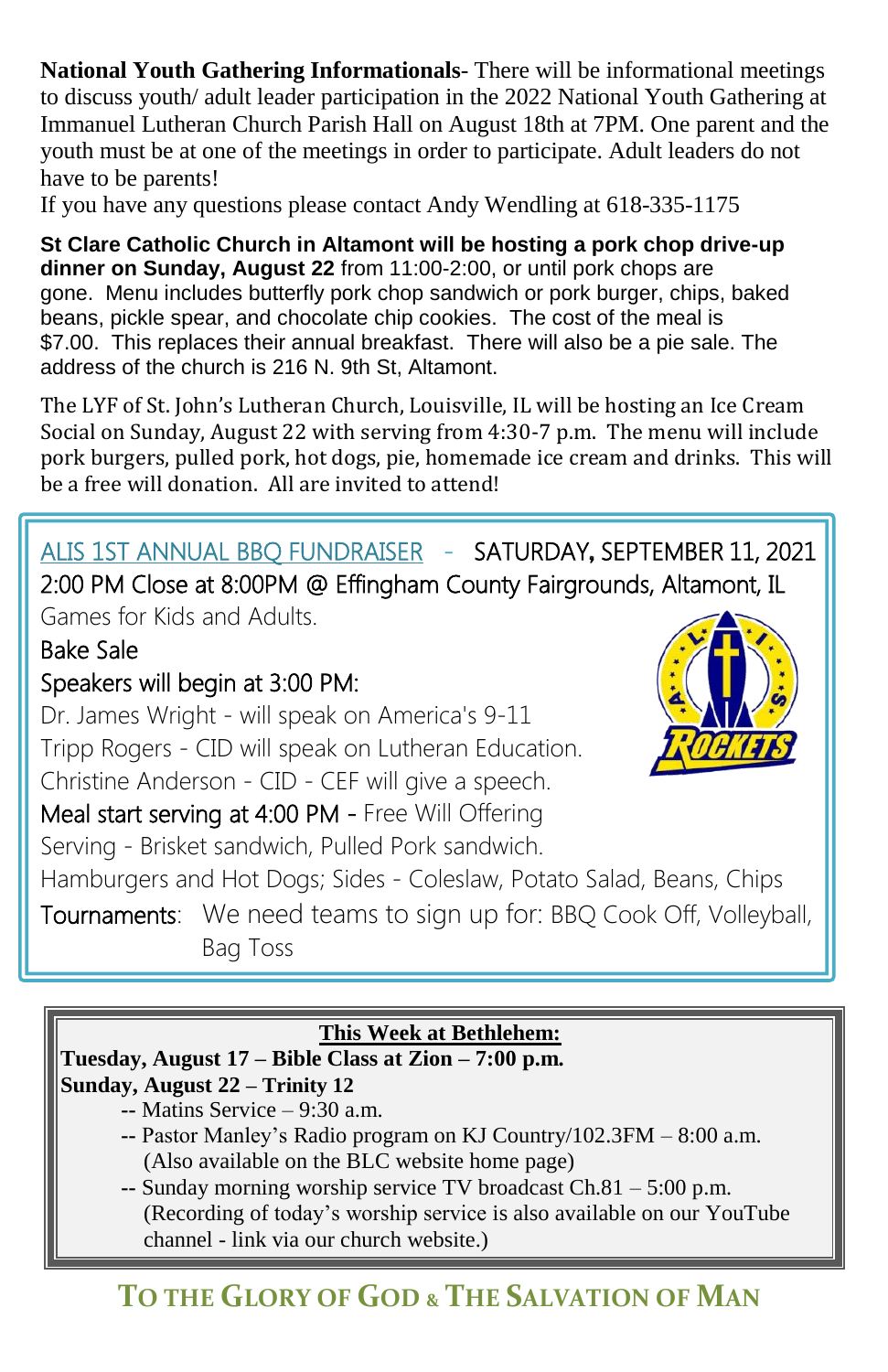**National Youth Gathering Informationals**- There will be informational meetings to discuss youth/ adult leader participation in the 2022 National Youth Gathering at Immanuel Lutheran Church Parish Hall on August 18th at 7PM. One parent and the youth must be at one of the meetings in order to participate. Adult leaders do not have to be parents!
If you have any questions please contact Andy Wendling at 618-335-1175

**St Clare Catholic Church in Altamont will be hosting a pork chop drive-up dinner on Sunday, August 22** from 11:00-2:00, or until pork chops are gone. Menu includes butterfly pork chop sandwich or pork burger, chips, baked beans, pickle spear, and chocolate chip cookies. The cost of the meal is $7.00. This replaces their annual breakfast. There will also be a pie sale. The address of the church is 216 N. 9th St, Altamont.

The LYF of St. John's Lutheran Church, Louisville, IL will be hosting an Ice Cream Social on Sunday, August 22 with serving from 4:30-7 p.m. The menu will include pork burgers, pulled pork, hot dogs, pie, homemade ice cream and drinks. This will be a free will donation. All are invited to attend!

ALIS 1ST ANNUAL BBQ FUNDRAISER - SATURDAY, SEPTEMBER 11, 2021
2:00 PM Close at 8:00PM @ Effingham County Fairgrounds, Altamont, IL
Games for Kids and Adults.
Bake Sale
Speakers will begin at 3:00 PM:
Dr. James Wright - will speak on America's 9-11
Tripp Rogers - CID will speak on Lutheran Education.
Christine Anderson - CID - CEF will give a speech.
Meal start serving at 4:00 PM - Free Will Offering
Serving - Brisket sandwich, Pulled Pork sandwich.
Hamburgers and Hot Dogs; Sides - Coleslaw, Potato Salad, Beans, Chips
Tournaments: We need teams to sign up for: BBQ Cook Off, Volleyball, Bag Toss

**This Week at Bethlehem:**
**Tuesday, August 17 – Bible Class at Zion – 7:00 p.m.**
**Sunday, August 22 – Trinity 12**
-- Matins Service – 9:30 a.m.
-- Pastor Manley's Radio program on KJ Country/102.3FM – 8:00 a.m. (Also available on the BLC website home page)
-- Sunday morning worship service TV broadcast Ch.81 – 5:00 p.m. (Recording of today's worship service is also available on our YouTube channel - link via our church website.)

TO THE GLORY OF GOD & THE SALVATION OF MAN